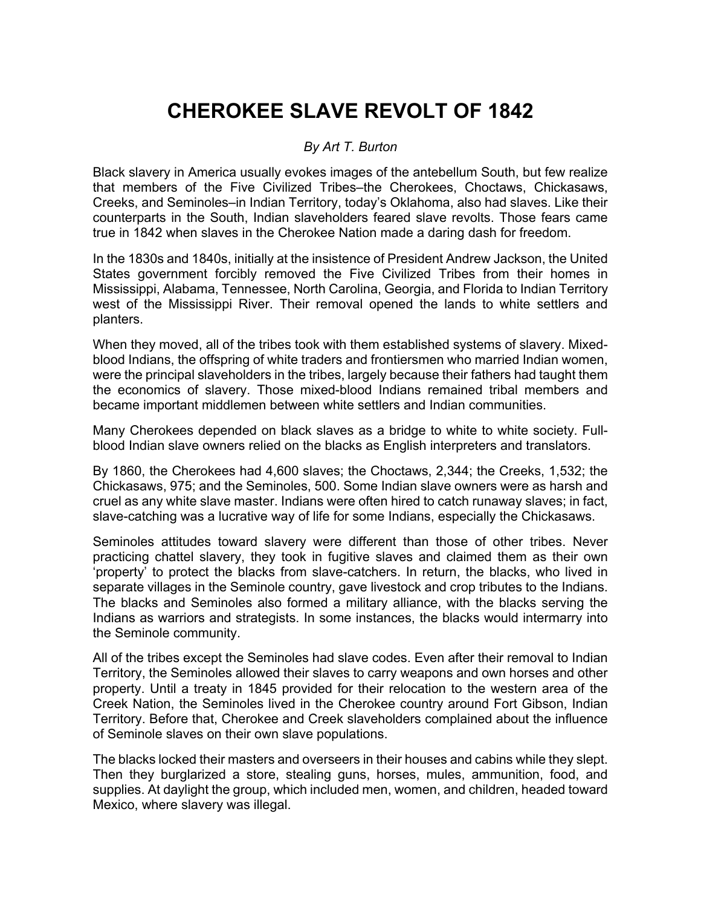# CHEROKEE SLAVE REVOLT OF 1842

*By Art T. Burton*

Black slavery in America usually evokes images of the antebellum South, but few realize that members of the Five Civilized Tribes–the Cherokees, Choctaws, Chickasaws, Creeks, and Seminoles–in Indian Territory, today's Oklahoma, also had slaves. Like their counterparts in the South, Indian slaveholders feared slave revolts. Those fears came true in 1842 when slaves in the Cherokee Nation made a daring dash for freedom.

In the 1830s and 1840s, initially at the insistence of President Andrew Jackson, the United States government forcibly removed the Five Civilized Tribes from their homes in Mississippi, Alabama, Tennessee, North Carolina, Georgia, and Florida to Indian Territory west of the Mississippi River. Their removal opened the lands to white settlers and planters.

When they moved, all of the tribes took with them established systems of slavery. Mixed-blood Indians, the offspring of white traders and frontiersmen who married Indian women, were the principal slaveholders in the tribes, largely because their fathers had taught them the economics of slavery. Those mixed-blood Indians remained tribal members and became important middlemen between white settlers and Indian communities.

Many Cherokees depended on black slaves as a bridge to white to white society. Full-blood Indian slave owners relied on the blacks as English interpreters and translators.

By 1860, the Cherokees had 4,600 slaves; the Choctaws, 2,344; the Creeks, 1,532; the Chickasaws, 975; and the Seminoles, 500. Some Indian slave owners were as harsh and cruel as any white slave master. Indians were often hired to catch runaway slaves; in fact, slave-catching was a lucrative way of life for some Indians, especially the Chickasaws.

Seminoles attitudes toward slavery were different than those of other tribes. Never practicing chattel slavery, they took in fugitive slaves and claimed them as their own 'property' to protect the blacks from slave-catchers. In return, the blacks, who lived in separate villages in the Seminole country, gave livestock and crop tributes to the Indians. The blacks and Seminoles also formed a military alliance, with the blacks serving the Indians as warriors and strategists. In some instances, the blacks would intermarry into the Seminole community.

All of the tribes except the Seminoles had slave codes. Even after their removal to Indian Territory, the Seminoles allowed their slaves to carry weapons and own horses and other property. Until a treaty in 1845 provided for their relocation to the western area of the Creek Nation, the Seminoles lived in the Cherokee country around Fort Gibson, Indian Territory. Before that, Cherokee and Creek slaveholders complained about the influence of Seminole slaves on their own slave populations.

The blacks locked their masters and overseers in their houses and cabins while they slept. Then they burglarized a store, stealing guns, horses, mules, ammunition, food, and supplies. At daylight the group, which included men, women, and children, headed toward Mexico, where slavery was illegal.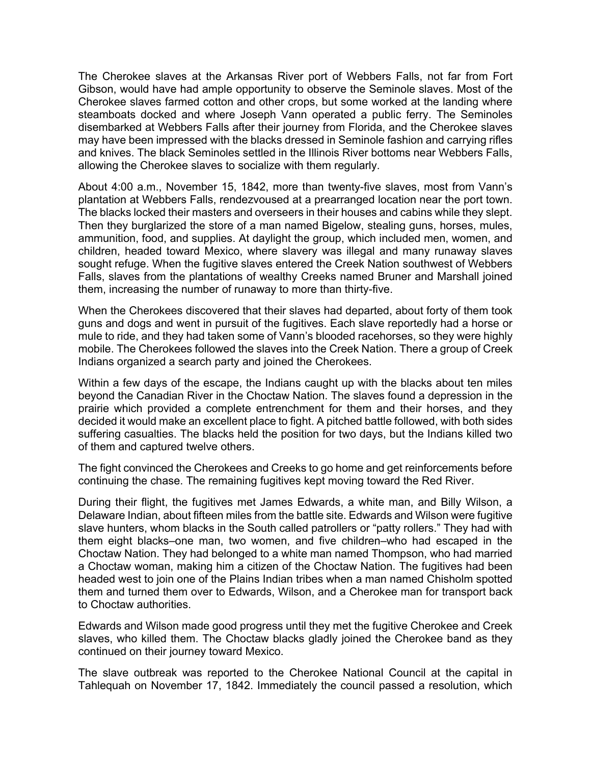The Cherokee slaves at the Arkansas River port of Webbers Falls, not far from Fort Gibson, would have had ample opportunity to observe the Seminole slaves. Most of the Cherokee slaves farmed cotton and other crops, but some worked at the landing where steamboats docked and where Joseph Vann operated a public ferry. The Seminoles disembarked at Webbers Falls after their journey from Florida, and the Cherokee slaves may have been impressed with the blacks dressed in Seminole fashion and carrying rifles and knives. The black Seminoles settled in the Illinois River bottoms near Webbers Falls, allowing the Cherokee slaves to socialize with them regularly.

About 4:00 a.m., November 15, 1842, more than twenty-five slaves, most from Vann's plantation at Webbers Falls, rendezvoused at a prearranged location near the port town. The blacks locked their masters and overseers in their houses and cabins while they slept. Then they burglarized the store of a man named Bigelow, stealing guns, horses, mules, ammunition, food, and supplies. At daylight the group, which included men, women, and children, headed toward Mexico, where slavery was illegal and many runaway slaves sought refuge. When the fugitive slaves entered the Creek Nation southwest of Webbers Falls, slaves from the plantations of wealthy Creeks named Bruner and Marshall joined them, increasing the number of runaway to more than thirty-five.

When the Cherokees discovered that their slaves had departed, about forty of them took guns and dogs and went in pursuit of the fugitives. Each slave reportedly had a horse or mule to ride, and they had taken some of Vann's blooded racehorses, so they were highly mobile. The Cherokees followed the slaves into the Creek Nation. There a group of Creek Indians organized a search party and joined the Cherokees.

Within a few days of the escape, the Indians caught up with the blacks about ten miles beyond the Canadian River in the Choctaw Nation. The slaves found a depression in the prairie which provided a complete entrenchment for them and their horses, and they decided it would make an excellent place to fight. A pitched battle followed, with both sides suffering casualties. The blacks held the position for two days, but the Indians killed two of them and captured twelve others.

The fight convinced the Cherokees and Creeks to go home and get reinforcements before continuing the chase. The remaining fugitives kept moving toward the Red River.

During their flight, the fugitives met James Edwards, a white man, and Billy Wilson, a Delaware Indian, about fifteen miles from the battle site. Edwards and Wilson were fugitive slave hunters, whom blacks in the South called patrollers or "patty rollers." They had with them eight blacks–one man, two women, and five children–who had escaped in the Choctaw Nation. They had belonged to a white man named Thompson, who had married a Choctaw woman, making him a citizen of the Choctaw Nation. The fugitives had been headed west to join one of the Plains Indian tribes when a man named Chisholm spotted them and turned them over to Edwards, Wilson, and a Cherokee man for transport back to Choctaw authorities.

Edwards and Wilson made good progress until they met the fugitive Cherokee and Creek slaves, who killed them. The Choctaw blacks gladly joined the Cherokee band as they continued on their journey toward Mexico.

The slave outbreak was reported to the Cherokee National Council at the capital in Tahlequah on November 17, 1842. Immediately the council passed a resolution, which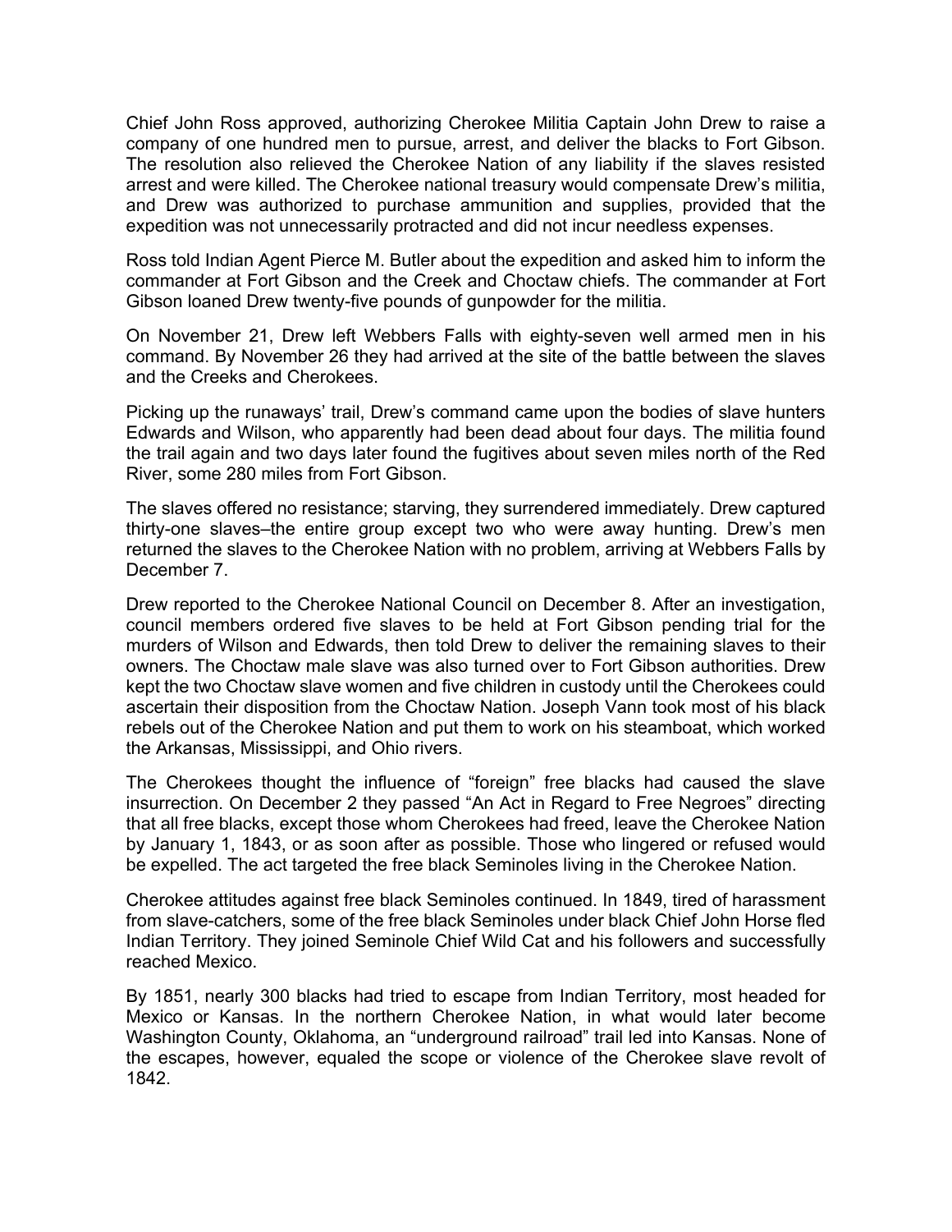Chief John Ross approved, authorizing Cherokee Militia Captain John Drew to raise a company of one hundred men to pursue, arrest, and deliver the blacks to Fort Gibson. The resolution also relieved the Cherokee Nation of any liability if the slaves resisted arrest and were killed. The Cherokee national treasury would compensate Drew's militia, and Drew was authorized to purchase ammunition and supplies, provided that the expedition was not unnecessarily protracted and did not incur needless expenses.

Ross told Indian Agent Pierce M. Butler about the expedition and asked him to inform the commander at Fort Gibson and the Creek and Choctaw chiefs. The commander at Fort Gibson loaned Drew twenty-five pounds of gunpowder for the militia.

On November 21, Drew left Webbers Falls with eighty-seven well armed men in his command. By November 26 they had arrived at the site of the battle between the slaves and the Creeks and Cherokees.

Picking up the runaways' trail, Drew's command came upon the bodies of slave hunters Edwards and Wilson, who apparently had been dead about four days. The militia found the trail again and two days later found the fugitives about seven miles north of the Red River, some 280 miles from Fort Gibson.

The slaves offered no resistance; starving, they surrendered immediately. Drew captured thirty-one slaves–the entire group except two who were away hunting. Drew's men returned the slaves to the Cherokee Nation with no problem, arriving at Webbers Falls by December 7.

Drew reported to the Cherokee National Council on December 8. After an investigation, council members ordered five slaves to be held at Fort Gibson pending trial for the murders of Wilson and Edwards, then told Drew to deliver the remaining slaves to their owners. The Choctaw male slave was also turned over to Fort Gibson authorities. Drew kept the two Choctaw slave women and five children in custody until the Cherokees could ascertain their disposition from the Choctaw Nation. Joseph Vann took most of his black rebels out of the Cherokee Nation and put them to work on his steamboat, which worked the Arkansas, Mississippi, and Ohio rivers.

The Cherokees thought the influence of "foreign" free blacks had caused the slave insurrection. On December 2 they passed "An Act in Regard to Free Negroes" directing that all free blacks, except those whom Cherokees had freed, leave the Cherokee Nation by January 1, 1843, or as soon after as possible. Those who lingered or refused would be expelled. The act targeted the free black Seminoles living in the Cherokee Nation.

Cherokee attitudes against free black Seminoles continued. In 1849, tired of harassment from slave-catchers, some of the free black Seminoles under black Chief John Horse fled Indian Territory. They joined Seminole Chief Wild Cat and his followers and successfully reached Mexico.

By 1851, nearly 300 blacks had tried to escape from Indian Territory, most headed for Mexico or Kansas. In the northern Cherokee Nation, in what would later become Washington County, Oklahoma, an "underground railroad" trail led into Kansas. None of the escapes, however, equaled the scope or violence of the Cherokee slave revolt of 1842.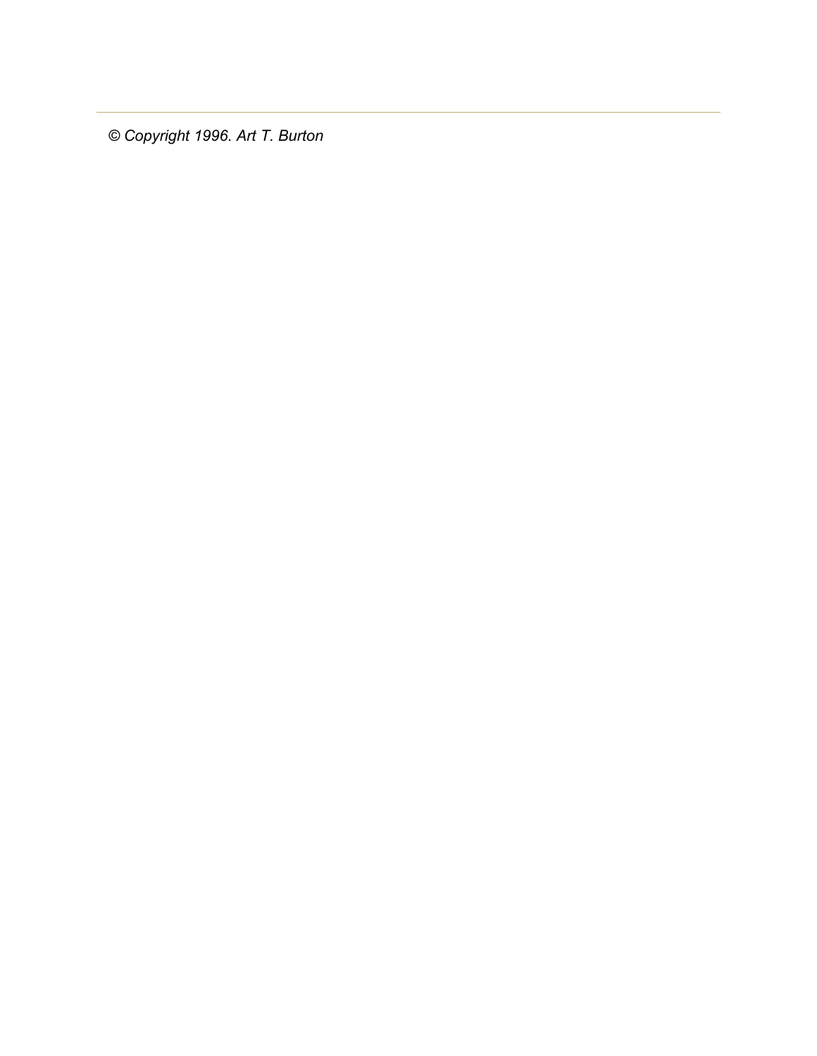---

*© Copyright 1996. Art T. Burton*